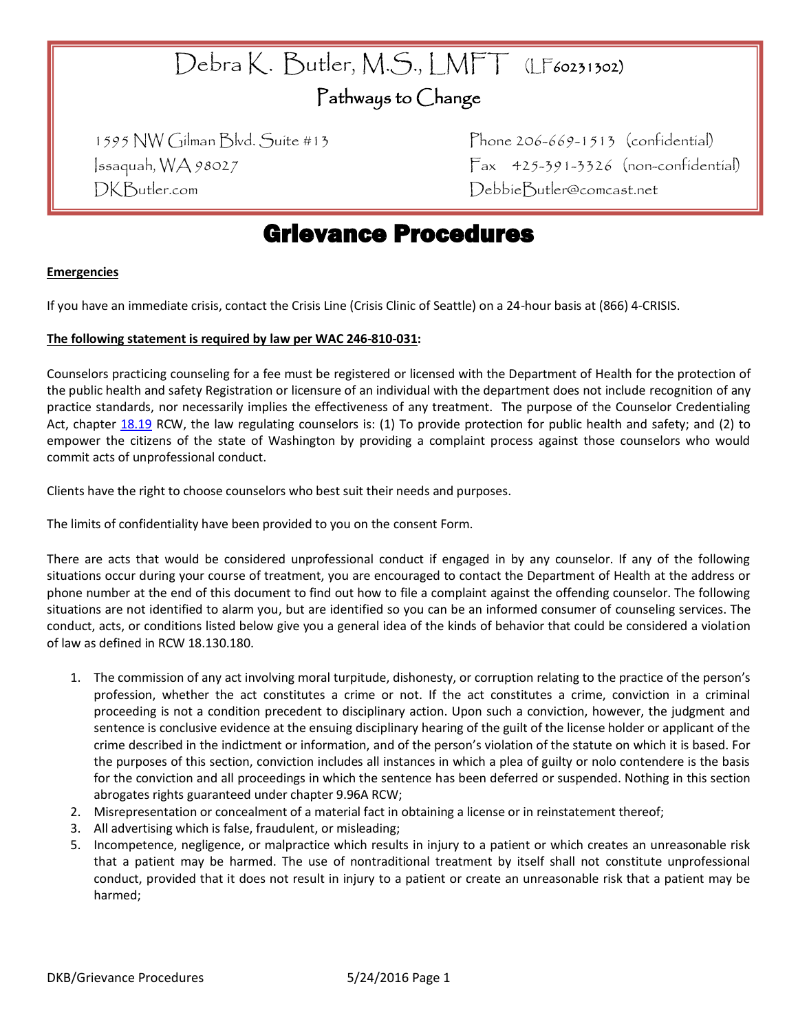# Debra K. Butler, M.S., LMFT (LF60231302)

## Pathways to Change

1595 NW Gilman Blvd. Suite #13
Issaquah, WA 98027
DKButler.com

Phone 206-669-1513 (confidential)
Fax 425-391-3326 (non-confidential)
DebbieButler@comcast.net

# Grievance Procedures

**Emergencies**

If you have an immediate crisis, contact the Crisis Line (Crisis Clinic of Seattle) on a 24-hour basis at (866) 4-CRISIS.

**The following statement is required by law per WAC 246-810-031:**

Counselors practicing counseling for a fee must be registered or licensed with the Department of Health for the protection of the public health and safety Registration or licensure of an individual with the department does not include recognition of any practice standards, nor necessarily implies the effectiveness of any treatment. The purpose of the Counselor Credentialing Act, chapter 18.19 RCW, the law regulating counselors is: (1) To provide protection for public health and safety; and (2) to empower the citizens of the state of Washington by providing a complaint process against those counselors who would commit acts of unprofessional conduct.

Clients have the right to choose counselors who best suit their needs and purposes.

The limits of confidentiality have been provided to you on the consent Form.

There are acts that would be considered unprofessional conduct if engaged in by any counselor. If any of the following situations occur during your course of treatment, you are encouraged to contact the Department of Health at the address or phone number at the end of this document to find out how to file a complaint against the offending counselor. The following situations are not identified to alarm you, but are identified so you can be an informed consumer of counseling services. The conduct, acts, or conditions listed below give you a general idea of the kinds of behavior that could be considered a violation of law as defined in RCW 18.130.180.

1. The commission of any act involving moral turpitude, dishonesty, or corruption relating to the practice of the person's profession, whether the act constitutes a crime or not. If the act constitutes a crime, conviction in a criminal proceeding is not a condition precedent to disciplinary action. Upon such a conviction, however, the judgment and sentence is conclusive evidence at the ensuing disciplinary hearing of the guilt of the license holder or applicant of the crime described in the indictment or information, and of the person's violation of the statute on which it is based. For the purposes of this section, conviction includes all instances in which a plea of guilty or nolo contendere is the basis for the conviction and all proceedings in which the sentence has been deferred or suspended. Nothing in this section abrogates rights guaranteed under chapter 9.96A RCW;
2. Misrepresentation or concealment of a material fact in obtaining a license or in reinstatement thereof;
3. All advertising which is false, fraudulent, or misleading;

5. Incompetence, negligence, or malpractice which results in injury to a patient or which creates an unreasonable risk that a patient may be harmed. The use of nontraditional treatment by itself shall not constitute unprofessional conduct, provided that it does not result in injury to a patient or create an unreasonable risk that a patient may be harmed;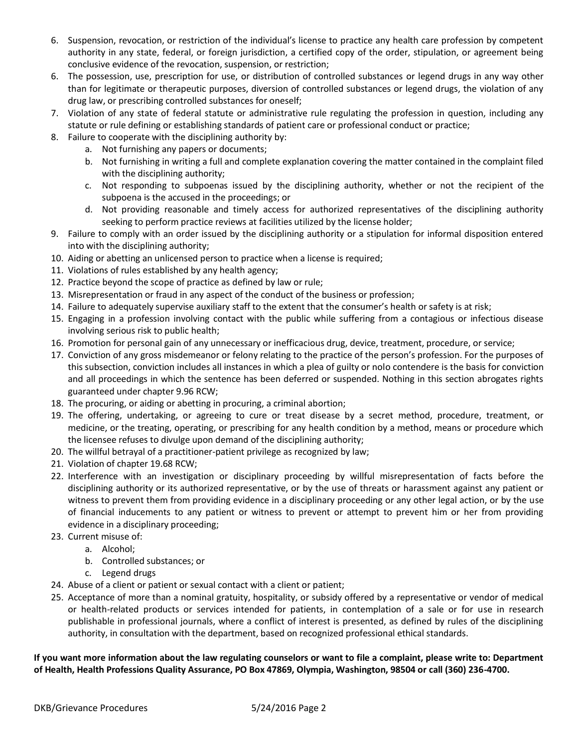6. Suspension, revocation, or restriction of the individual's license to practice any health care profession by competent authority in any state, federal, or foreign jurisdiction, a certified copy of the order, stipulation, or agreement being conclusive evidence of the revocation, suspension, or restriction;
6. The possession, use, prescription for use, or distribution of controlled substances or legend drugs in any way other than for legitimate or therapeutic purposes, diversion of controlled substances or legend drugs, the violation of any drug law, or prescribing controlled substances for oneself;
7. Violation of any state of federal statute or administrative rule regulating the profession in question, including any statute or rule defining or establishing standards of patient care or professional conduct or practice;
8. Failure to cooperate with the disciplining authority by:
   a. Not furnishing any papers or documents;
   b. Not furnishing in writing a full and complete explanation covering the matter contained in the complaint filed with the disciplining authority;
   c. Not responding to subpoenas issued by the disciplining authority, whether or not the recipient of the subpoena is the accused in the proceedings; or
   d. Not providing reasonable and timely access for authorized representatives of the disciplining authority seeking to perform practice reviews at facilities utilized by the license holder;
9. Failure to comply with an order issued by the disciplining authority or a stipulation for informal disposition entered into with the disciplining authority;
10. Aiding or abetting an unlicensed person to practice when a license is required;
11. Violations of rules established by any health agency;
12. Practice beyond the scope of practice as defined by law or rule;
13. Misrepresentation or fraud in any aspect of the conduct of the business or profession;
14. Failure to adequately supervise auxiliary staff to the extent that the consumer's health or safety is at risk;
15. Engaging in a profession involving contact with the public while suffering from a contagious or infectious disease involving serious risk to public health;
16. Promotion for personal gain of any unnecessary or inefficacious drug, device, treatment, procedure, or service;
17. Conviction of any gross misdemeanor or felony relating to the practice of the person's profession. For the purposes of this subsection, conviction includes all instances in which a plea of guilty or nolo contendere is the basis for conviction and all proceedings in which the sentence has been deferred or suspended. Nothing in this section abrogates rights guaranteed under chapter 9.96 RCW;
18. The procuring, or aiding or abetting in procuring, a criminal abortion;
19. The offering, undertaking, or agreeing to cure or treat disease by a secret method, procedure, treatment, or medicine, or the treating, operating, or prescribing for any health condition by a method, means or procedure which the licensee refuses to divulge upon demand of the disciplining authority;
20. The willful betrayal of a practitioner-patient privilege as recognized by law;
21. Violation of chapter 19.68 RCW;
22. Interference with an investigation or disciplinary proceeding by willful misrepresentation of facts before the disciplining authority or its authorized representative, or by the use of threats or harassment against any patient or witness to prevent them from providing evidence in a disciplinary proceeding or any other legal action, or by the use of financial inducements to any patient or witness to prevent or attempt to prevent him or her from providing evidence in a disciplinary proceeding;
23. Current misuse of:
    a. Alcohol;
    b. Controlled substances; or
    c. Legend drugs
24. Abuse of a client or patient or sexual contact with a client or patient;
25. Acceptance of more than a nominal gratuity, hospitality, or subsidy offered by a representative or vendor of medical or health-related products or services intended for patients, in contemplation of a sale or for use in research publishable in professional journals, where a conflict of interest is presented, as defined by rules of the disciplining authority, in consultation with the department, based on recognized professional ethical standards.

**If you want more information about the law regulating counselors or want to file a complaint, please write to: Department of Health, Health Professions Quality Assurance, PO Box 47869, Olympia, Washington, 98504 or call (360) 236-4700.**